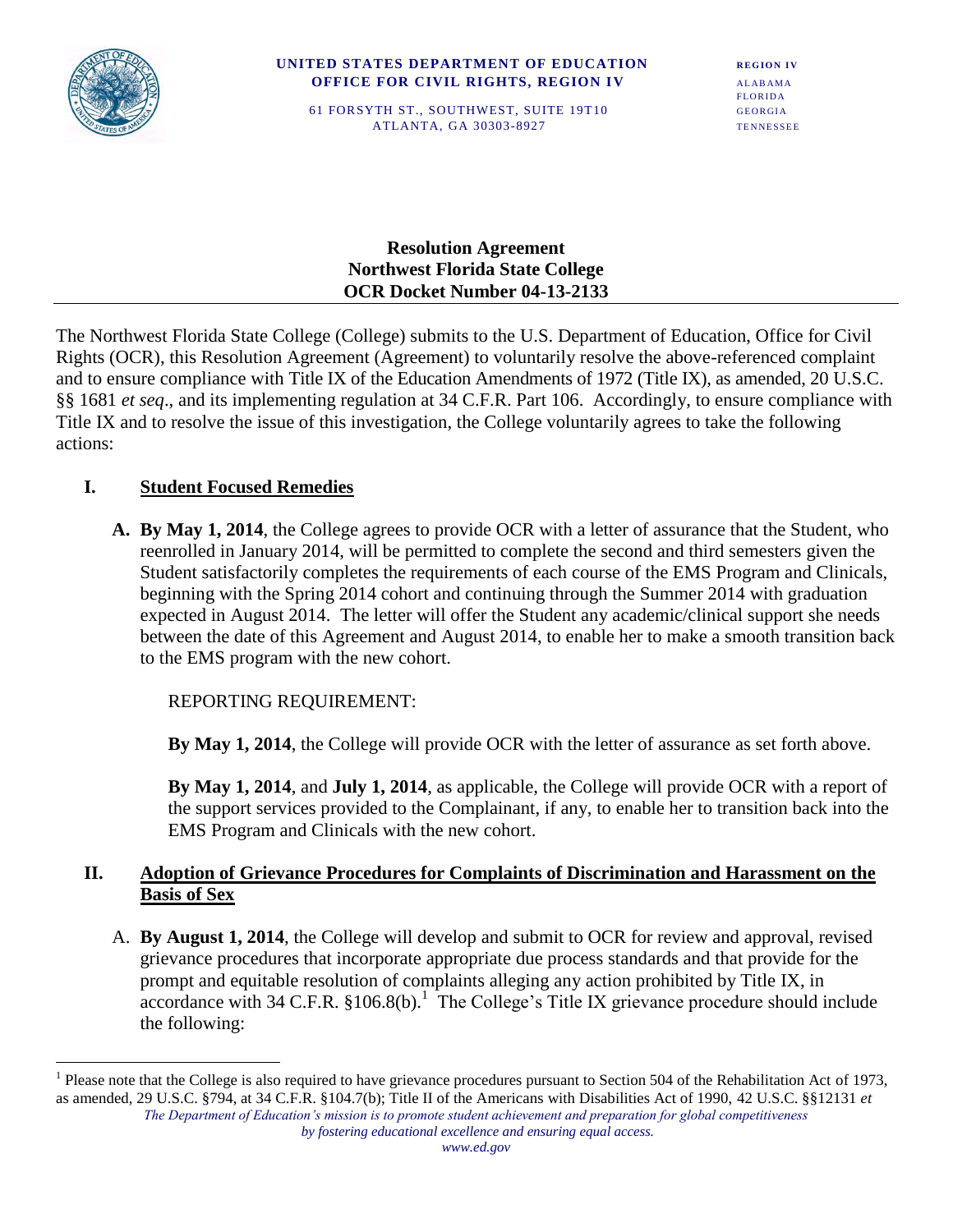**UNITED STATES DEPARTMENT OF EDUCATION**
**OFFICE FOR CIVIL RIGHTS, REGION IV**

61 FORSYTH ST., SOUTHWEST, SUITE 19T10
ATLANTA, GA 30303-8927

**REGION IV**
ALABAMA
FLORIDA
GEORGIA
TENNESSEE

# Resolution Agreement
# Northwest Florida State College
# OCR Docket Number 04-13-2133

The Northwest Florida State College (College) submits to the U.S. Department of Education, Office for Civil Rights (OCR), this Resolution Agreement (Agreement) to voluntarily resolve the above-referenced complaint and to ensure compliance with Title IX of the Education Amendments of 1972 (Title IX), as amended, 20 U.S.C. §§ 1681 *et seq*., and its implementing regulation at 34 C.F.R. Part 106. Accordingly, to ensure compliance with Title IX and to resolve the issue of this investigation, the College voluntarily agrees to take the following actions:

## I. Student Focused Remedies

**A. By May 1, 2014**, the College agrees to provide OCR with a letter of assurance that the Student, who reenrolled in January 2014, will be permitted to complete the second and third semesters given the Student satisfactorily completes the requirements of each course of the EMS Program and Clinicals, beginning with the Spring 2014 cohort and continuing through the Summer 2014 with graduation expected in August 2014. The letter will offer the Student any academic/clinical support she needs between the date of this Agreement and August 2014, to enable her to make a smooth transition back to the EMS program with the new cohort.

REPORTING REQUIREMENT:

**By May 1, 2014**, the College will provide OCR with the letter of assurance as set forth above.

**By May 1, 2014**, and **July 1, 2014**, as applicable, the College will provide OCR with a report of the support services provided to the Complainant, if any, to enable her to transition back into the EMS Program and Clinicals with the new cohort.

## II. Adoption of Grievance Procedures for Complaints of Discrimination and Harassment on the Basis of Sex

A. **By August 1, 2014**, the College will develop and submit to OCR for review and approval, revised grievance procedures that incorporate appropriate due process standards and that provide for the prompt and equitable resolution of complaints alleging any action prohibited by Title IX, in accordance with 34 C.F.R. §106.8(b).[1] The College's Title IX grievance procedure should include the following:

[1] Please note that the College is also required to have grievance procedures pursuant to Section 504 of the Rehabilitation Act of 1973, as amended, 29 U.S.C. §794, at 34 C.F.R. §104.7(b); Title II of the Americans with Disabilities Act of 1990, 42 U.S.C. §§12131 *et*

*The Department of Education's mission is to promote student achievement and preparation for global competitiveness by fostering educational excellence and ensuring equal access.*
*www.ed.gov*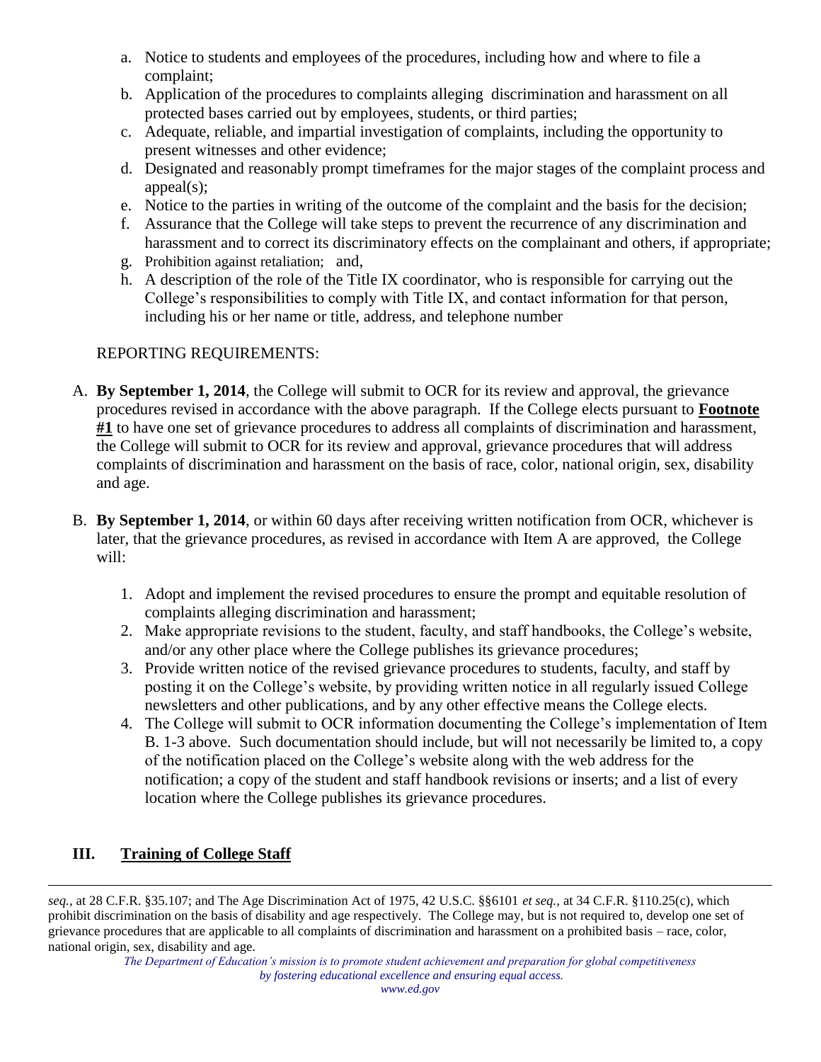a. Notice to students and employees of the procedures, including how and where to file a complaint;
b. Application of the procedures to complaints alleging discrimination and harassment on all protected bases carried out by employees, students, or third parties;
c. Adequate, reliable, and impartial investigation of complaints, including the opportunity to present witnesses and other evidence;
d. Designated and reasonably prompt timeframes for the major stages of the complaint process and appeal(s);
e. Notice to the parties in writing of the outcome of the complaint and the basis for the decision;
f. Assurance that the College will take steps to prevent the recurrence of any discrimination and harassment and to correct its discriminatory effects on the complainant and others, if appropriate;
g. Prohibition against retaliation; and,
h. A description of the role of the Title IX coordinator, who is responsible for carrying out the College's responsibilities to comply with Title IX, and contact information for that person, including his or her name or title, address, and telephone number

REPORTING REQUIREMENTS:

A. **By September 1, 2014**, the College will submit to OCR for its review and approval, the grievance procedures revised in accordance with the above paragraph. If the College elects pursuant to **Footnote #1** to have one set of grievance procedures to address all complaints of discrimination and harassment, the College will submit to OCR for its review and approval, grievance procedures that will address complaints of discrimination and harassment on the basis of race, color, national origin, sex, disability and age.

B. **By September 1, 2014**, or within 60 days after receiving written notification from OCR, whichever is later, that the grievance procedures, as revised in accordance with Item A are approved, the College will:

   1. Adopt and implement the revised procedures to ensure the prompt and equitable resolution of complaints alleging discrimination and harassment;
   2. Make appropriate revisions to the student, faculty, and staff handbooks, the College's website, and/or any other place where the College publishes its grievance procedures;
   3. Provide written notice of the revised grievance procedures to students, faculty, and staff by posting it on the College's website, by providing written notice in all regularly issued College newsletters and other publications, and by any other effective means the College elects.
   4. The College will submit to OCR information documenting the College's implementation of Item B. 1-3 above. Such documentation should include, but will not necessarily be limited to, a copy of the notification placed on the College's website along with the web address for the notification; a copy of the student and staff handbook revisions or inserts; and a list of every location where the College publishes its grievance procedures.

## III. Training of College Staff

---

*seq.,* at 28 C.F.R. §35.107; and The Age Discrimination Act of 1975, 42 U.S.C. §§6101 *et seq.,* at 34 C.F.R. §110.25(c), which prohibit discrimination on the basis of disability and age respectively. The College may, but is not required to, develop one set of grievance procedures that are applicable to all complaints of discrimination and harassment on a prohibited basis – race, color, national origin, sex, disability and age.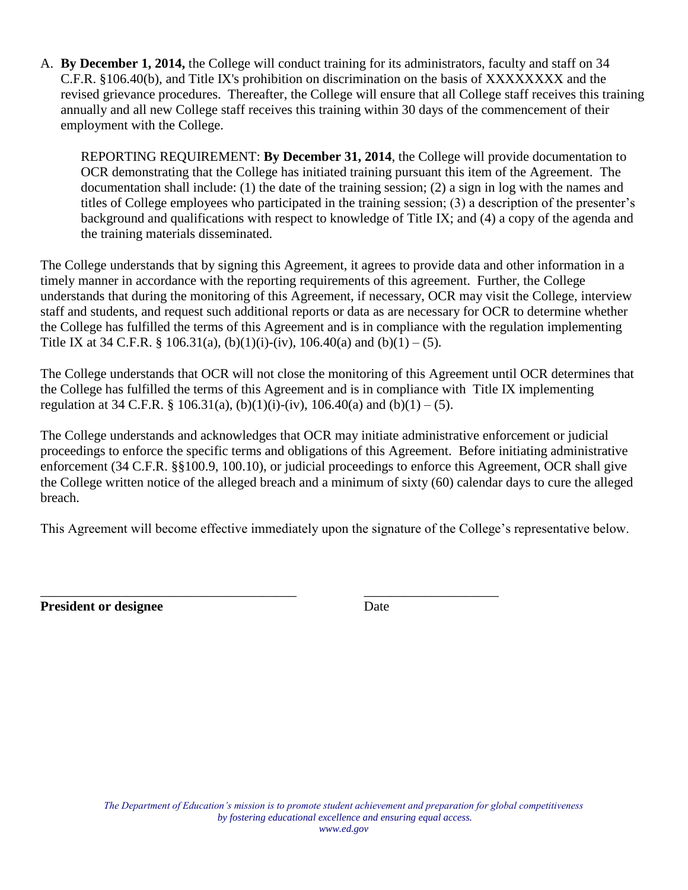A. **By December 1, 2014,** the College will conduct training for its administrators, faculty and staff on 34 C.F.R. §106.40(b), and Title IX's prohibition on discrimination on the basis of XXXXXXXX and the revised grievance procedures. Thereafter, the College will ensure that all College staff receives this training annually and all new College staff receives this training within 30 days of the commencement of their employment with the College.

   REPORTING REQUIREMENT: **By December 31, 2014**, the College will provide documentation to OCR demonstrating that the College has initiated training pursuant this item of the Agreement. The documentation shall include: (1) the date of the training session; (2) a sign in log with the names and titles of College employees who participated in the training session; (3) a description of the presenter's background and qualifications with respect to knowledge of Title IX; and (4) a copy of the agenda and the training materials disseminated.

The College understands that by signing this Agreement, it agrees to provide data and other information in a timely manner in accordance with the reporting requirements of this agreement. Further, the College understands that during the monitoring of this Agreement, if necessary, OCR may visit the College, interview staff and students, and request such additional reports or data as are necessary for OCR to determine whether the College has fulfilled the terms of this Agreement and is in compliance with the regulation implementing Title IX at 34 C.F.R. § 106.31(a), (b)(1)(i)-(iv), 106.40(a) and (b)(1) – (5).

The College understands that OCR will not close the monitoring of this Agreement until OCR determines that the College has fulfilled the terms of this Agreement and is in compliance with Title IX implementing regulation at 34 C.F.R. § 106.31(a), (b)(1)(i)-(iv), 106.40(a) and (b)(1) – (5).

The College understands and acknowledges that OCR may initiate administrative enforcement or judicial proceedings to enforce the specific terms and obligations of this Agreement. Before initiating administrative enforcement (34 C.F.R. §§100.9, 100.10), or judicial proceedings to enforce this Agreement, OCR shall give the College written notice of the alleged breach and a minimum of sixty (60) calendar days to cure the alleged breach.

This Agreement will become effective immediately upon the signature of the College's representative below.

______________________________________ ____________________

**President or designee** Date

*The Department of Education's mission is to promote student achievement and preparation for global competitiveness by fostering educational excellence and ensuring equal access.*
*www.ed.gov*